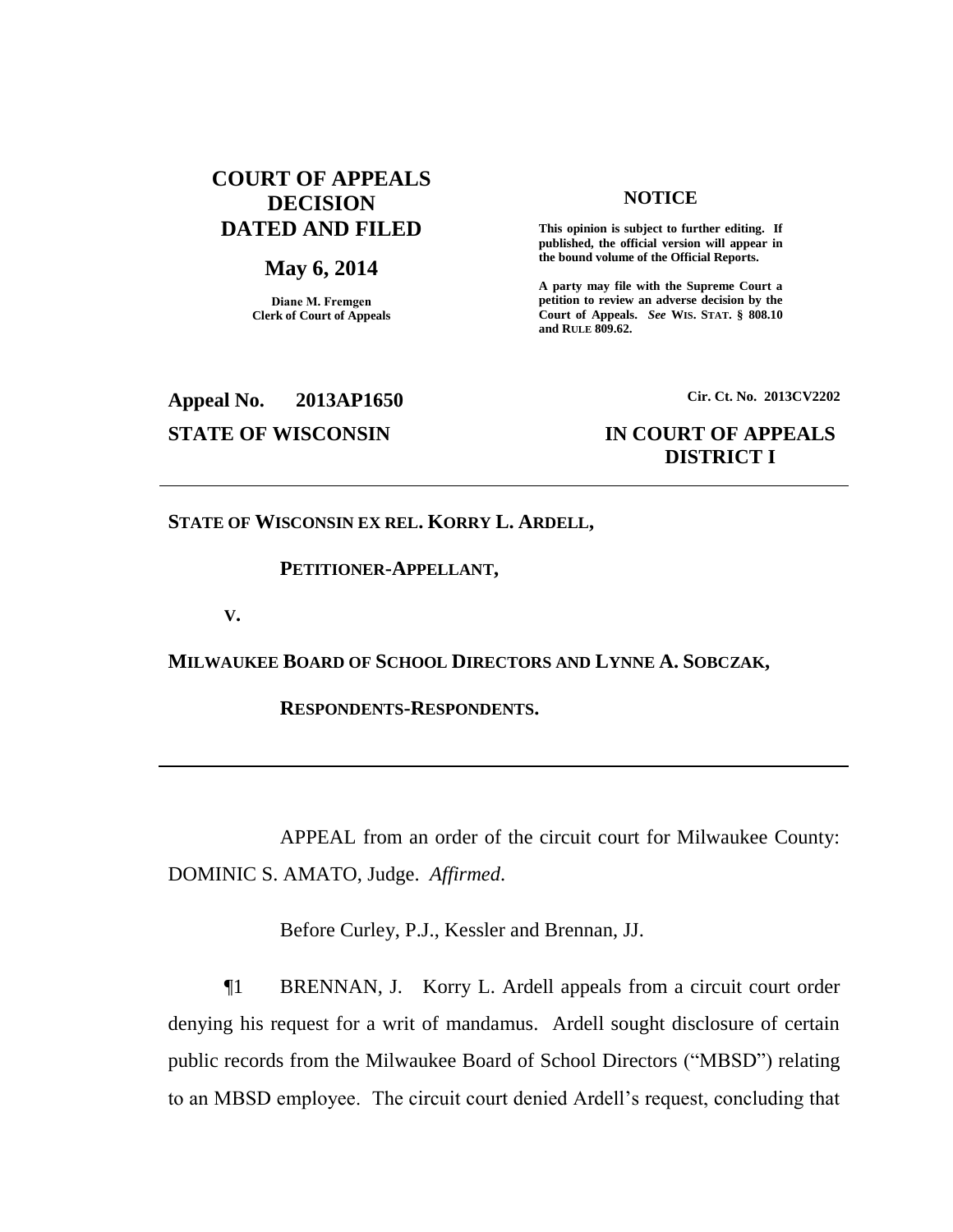**COURT OF APPEALS DECISION DATED AND FILED**

**May 6, 2014**

**Diane M. Fremgen**
**Clerk of Court of Appeals**

**NOTICE**

**This opinion is subject to further editing. If published, the official version will appear in the bound volume of the Official Reports.**

**A party may file with the Supreme Court a petition to review an adverse decision by the Court of Appeals. *See* WIS. STAT. § 808.10 and RULE 809.62.**

**Appeal No. 2013AP1650** | **Cir. Ct. No. 2013CV2202**

**STATE OF WISCONSIN** | **IN COURT OF APPEALS DISTRICT I**

---

**STATE OF WISCONSIN EX REL. KORRY L. ARDELL,**

**PETITIONER-APPELLANT,**

**V.**

**MILWAUKEE BOARD OF SCHOOL DIRECTORS AND LYNNE A. SOBCZAK,**

**RESPONDENTS-RESPONDENTS.**

---

APPEAL from an order of the circuit court for Milwaukee County: DOMINIC S. AMATO, Judge. *Affirmed*.

Before Curley, P.J., Kessler and Brennan, JJ.

¶1 BRENNAN, J. Korry L. Ardell appeals from a circuit court order denying his request for a writ of mandamus. Ardell sought disclosure of certain public records from the Milwaukee Board of School Directors ("MBSD") relating to an MBSD employee. The circuit court denied Ardell's request, concluding that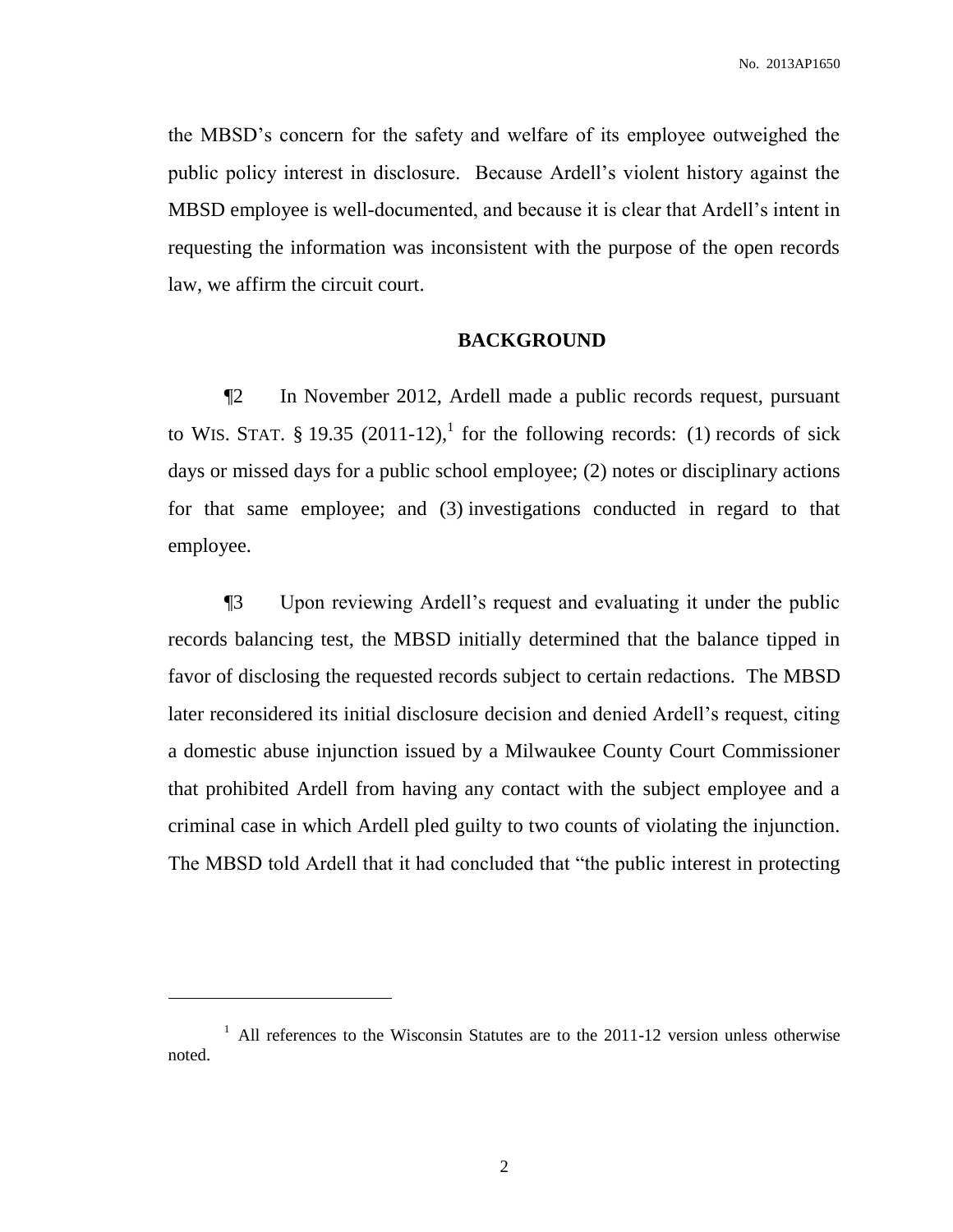the MBSD's concern for the safety and welfare of its employee outweighed the public policy interest in disclosure. Because Ardell's violent history against the MBSD employee is well-documented, and because it is clear that Ardell's intent in requesting the information was inconsistent with the purpose of the open records law, we affirm the circuit court.

## BACKGROUND

¶2 In November 2012, Ardell made a public records request, pursuant to WIS. STAT. § 19.35 (2011-12),[1] for the following records: (1) records of sick days or missed days for a public school employee; (2) notes or disciplinary actions for that same employee; and (3) investigations conducted in regard to that employee.

¶3 Upon reviewing Ardell's request and evaluating it under the public records balancing test, the MBSD initially determined that the balance tipped in favor of disclosing the requested records subject to certain redactions. The MBSD later reconsidered its initial disclosure decision and denied Ardell's request, citing a domestic abuse injunction issued by a Milwaukee County Court Commissioner that prohibited Ardell from having any contact with the subject employee and a criminal case in which Ardell pled guilty to two counts of violating the injunction. The MBSD told Ardell that it had concluded that "the public interest in protecting

---

[1] All references to the Wisconsin Statutes are to the 2011-12 version unless otherwise noted.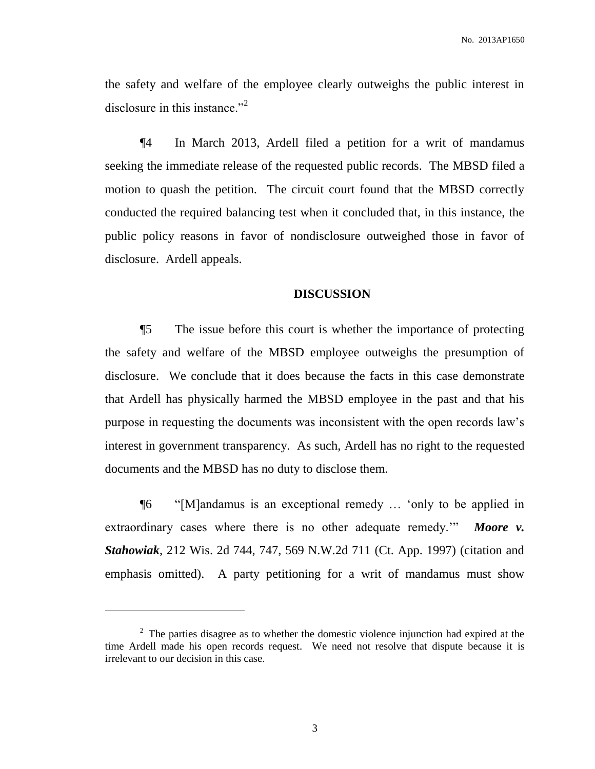the safety and welfare of the employee clearly outweighs the public interest in disclosure in this instance."[2]

¶4 In March 2013, Ardell filed a petition for a writ of mandamus seeking the immediate release of the requested public records. The MBSD filed a motion to quash the petition. The circuit court found that the MBSD correctly conducted the required balancing test when it concluded that, in this instance, the public policy reasons in favor of nondisclosure outweighed those in favor of disclosure. Ardell appeals.

## DISCUSSION

¶5 The issue before this court is whether the importance of protecting the safety and welfare of the MBSD employee outweighs the presumption of disclosure. We conclude that it does because the facts in this case demonstrate that Ardell has physically harmed the MBSD employee in the past and that his purpose in requesting the documents was inconsistent with the open records law's interest in government transparency. As such, Ardell has no right to the requested documents and the MBSD has no duty to disclose them.

¶6 "[M]andamus is an exceptional remedy … 'only to be applied in extraordinary cases where there is no other adequate remedy.'" ***Moore v. Stahowiak***, 212 Wis. 2d 744, 747, 569 N.W.2d 711 (Ct. App. 1997) (citation and emphasis omitted). A party petitioning for a writ of mandamus must show

---

[2] The parties disagree as to whether the domestic violence injunction had expired at the time Ardell made his open records request. We need not resolve that dispute because it is irrelevant to our decision in this case.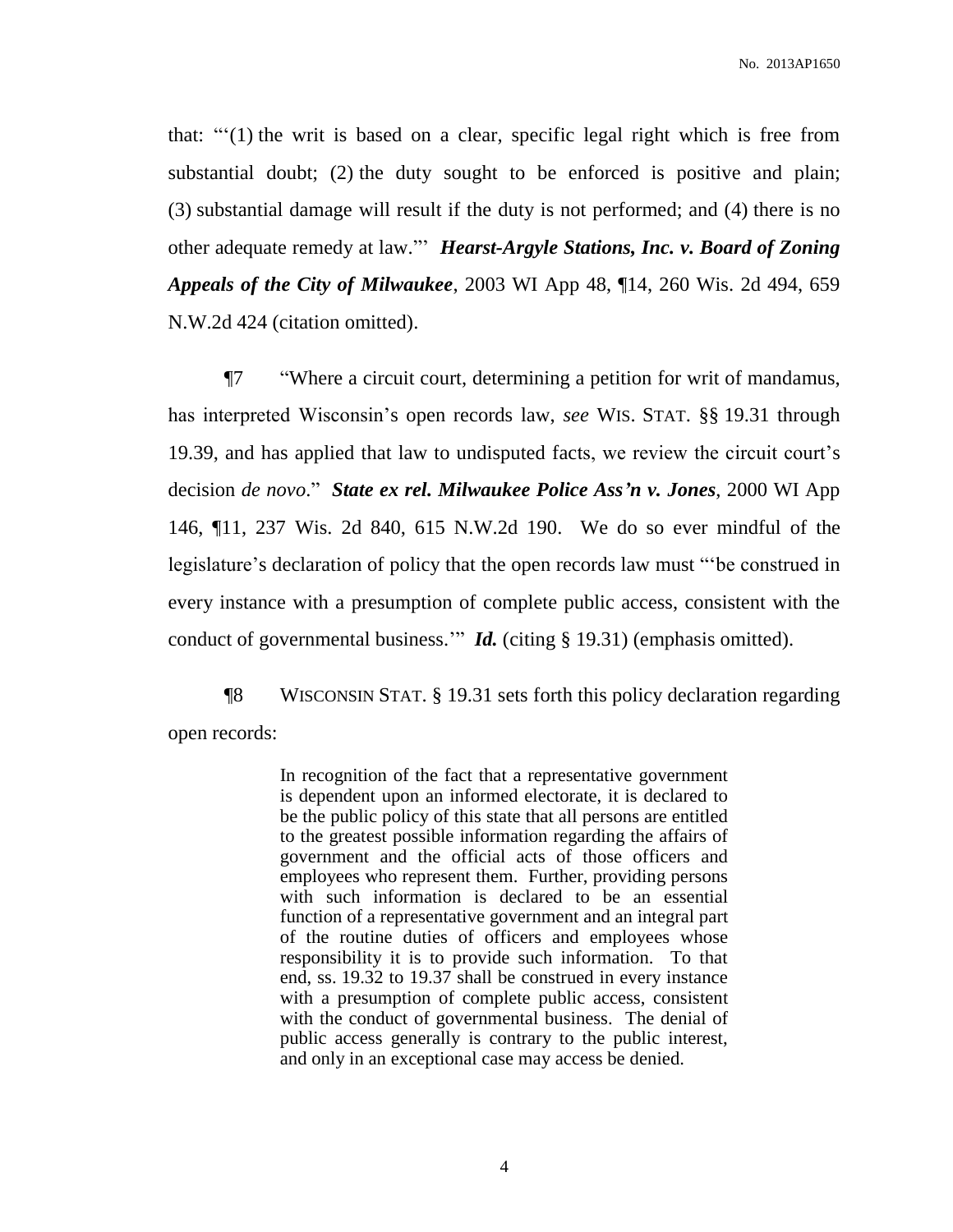that: "'(1) the writ is based on a clear, specific legal right which is free from substantial doubt; (2) the duty sought to be enforced is positive and plain; (3) substantial damage will result if the duty is not performed; and (4) there is no other adequate remedy at law.'" ***Hearst-Argyle Stations, Inc. v. Board of Zoning Appeals of the City of Milwaukee***, 2003 WI App 48, ¶14, 260 Wis. 2d 494, 659 N.W.2d 424 (citation omitted).

¶7 "Where a circuit court, determining a petition for writ of mandamus, has interpreted Wisconsin's open records law, *see* WIS. STAT. §§ 19.31 through 19.39, and has applied that law to undisputed facts, we review the circuit court's decision *de novo*." ***State ex rel. Milwaukee Police Ass'n v. Jones***, 2000 WI App 146, ¶11, 237 Wis. 2d 840, 615 N.W.2d 190. We do so ever mindful of the legislature's declaration of policy that the open records law must "'be construed in every instance with a presumption of complete public access, consistent with the conduct of governmental business.'" ***Id.*** (citing § 19.31) (emphasis omitted).

¶8 WISCONSIN STAT. § 19.31 sets forth this policy declaration regarding open records:

> In recognition of the fact that a representative government is dependent upon an informed electorate, it is declared to be the public policy of this state that all persons are entitled to the greatest possible information regarding the affairs of government and the official acts of those officers and employees who represent them. Further, providing persons with such information is declared to be an essential function of a representative government and an integral part of the routine duties of officers and employees whose responsibility it is to provide such information. To that end, ss. 19.32 to 19.37 shall be construed in every instance with a presumption of complete public access, consistent with the conduct of governmental business. The denial of public access generally is contrary to the public interest, and only in an exceptional case may access be denied.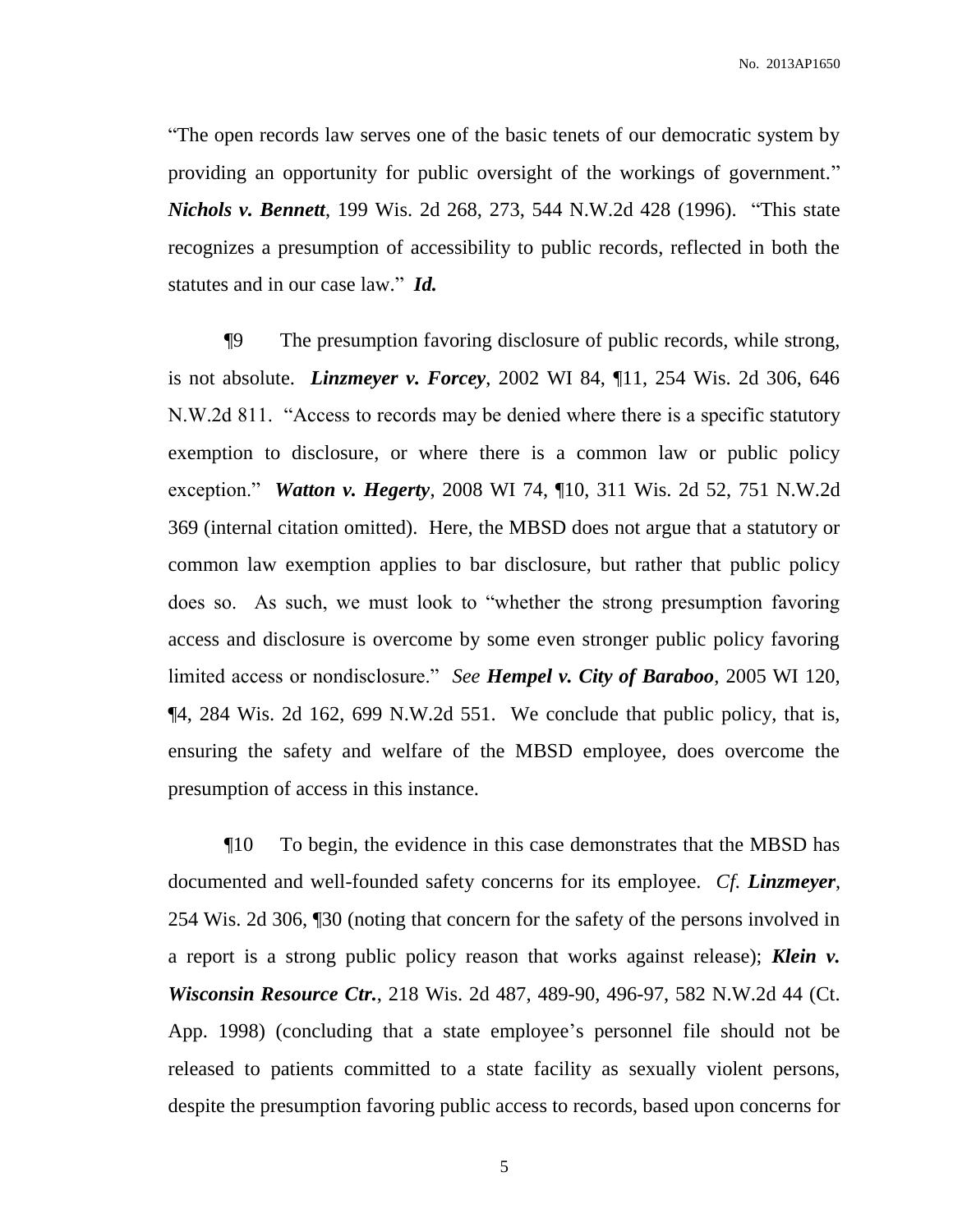"The open records law serves one of the basic tenets of our democratic system by providing an opportunity for public oversight of the workings of government." ***Nichols v. Bennett***, 199 Wis. 2d 268, 273, 544 N.W.2d 428 (1996). "This state recognizes a presumption of accessibility to public records, reflected in both the statutes and in our case law." ***Id.***

¶9 The presumption favoring disclosure of public records, while strong, is not absolute. ***Linzmeyer v. Forcey***, 2002 WI 84, ¶11, 254 Wis. 2d 306, 646 N.W.2d 811. "Access to records may be denied where there is a specific statutory exemption to disclosure, or where there is a common law or public policy exception." ***Watton v. Hegerty***, 2008 WI 74, ¶10, 311 Wis. 2d 52, 751 N.W.2d 369 (internal citation omitted). Here, the MBSD does not argue that a statutory or common law exemption applies to bar disclosure, but rather that public policy does so. As such, we must look to "whether the strong presumption favoring access and disclosure is overcome by some even stronger public policy favoring limited access or nondisclosure." *See* ***Hempel v. City of Baraboo***, 2005 WI 120, ¶4, 284 Wis. 2d 162, 699 N.W.2d 551. We conclude that public policy, that is, ensuring the safety and welfare of the MBSD employee, does overcome the presumption of access in this instance.

¶10 To begin, the evidence in this case demonstrates that the MBSD has documented and well-founded safety concerns for its employee. *Cf.* ***Linzmeyer***, 254 Wis. 2d 306, ¶30 (noting that concern for the safety of the persons involved in a report is a strong public policy reason that works against release); ***Klein v. Wisconsin Resource Ctr.***, 218 Wis. 2d 487, 489-90, 496-97, 582 N.W.2d 44 (Ct. App. 1998) (concluding that a state employee's personnel file should not be released to patients committed to a state facility as sexually violent persons, despite the presumption favoring public access to records, based upon concerns for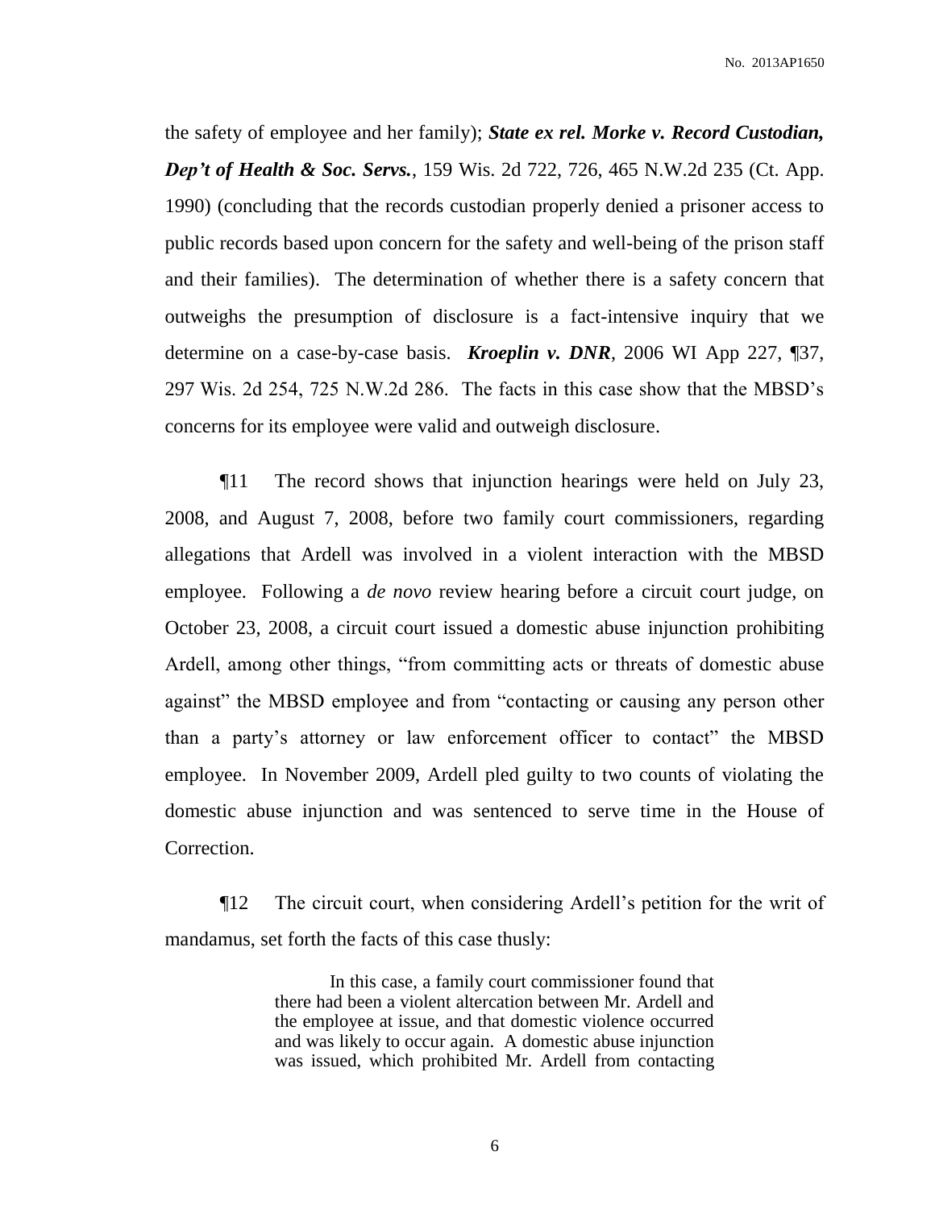the safety of employee and her family); ***State ex rel. Morke v. Record Custodian, Dep't of Health & Soc. Servs.***, 159 Wis. 2d 722, 726, 465 N.W.2d 235 (Ct. App. 1990) (concluding that the records custodian properly denied a prisoner access to public records based upon concern for the safety and well-being of the prison staff and their families). The determination of whether there is a safety concern that outweighs the presumption of disclosure is a fact-intensive inquiry that we determine on a case-by-case basis. ***Kroeplin v. DNR***, 2006 WI App 227, ¶37, 297 Wis. 2d 254, 725 N.W.2d 286. The facts in this case show that the MBSD's concerns for its employee were valid and outweigh disclosure.

¶11 The record shows that injunction hearings were held on July 23, 2008, and August 7, 2008, before two family court commissioners, regarding allegations that Ardell was involved in a violent interaction with the MBSD employee. Following a *de novo* review hearing before a circuit court judge, on October 23, 2008, a circuit court issued a domestic abuse injunction prohibiting Ardell, among other things, "from committing acts or threats of domestic abuse against" the MBSD employee and from "contacting or causing any person other than a party's attorney or law enforcement officer to contact" the MBSD employee. In November 2009, Ardell pled guilty to two counts of violating the domestic abuse injunction and was sentenced to serve time in the House of Correction.

¶12 The circuit court, when considering Ardell's petition for the writ of mandamus, set forth the facts of this case thusly:

> In this case, a family court commissioner found that there had been a violent altercation between Mr. Ardell and the employee at issue, and that domestic violence occurred and was likely to occur again. A domestic abuse injunction was issued, which prohibited Mr. Ardell from contacting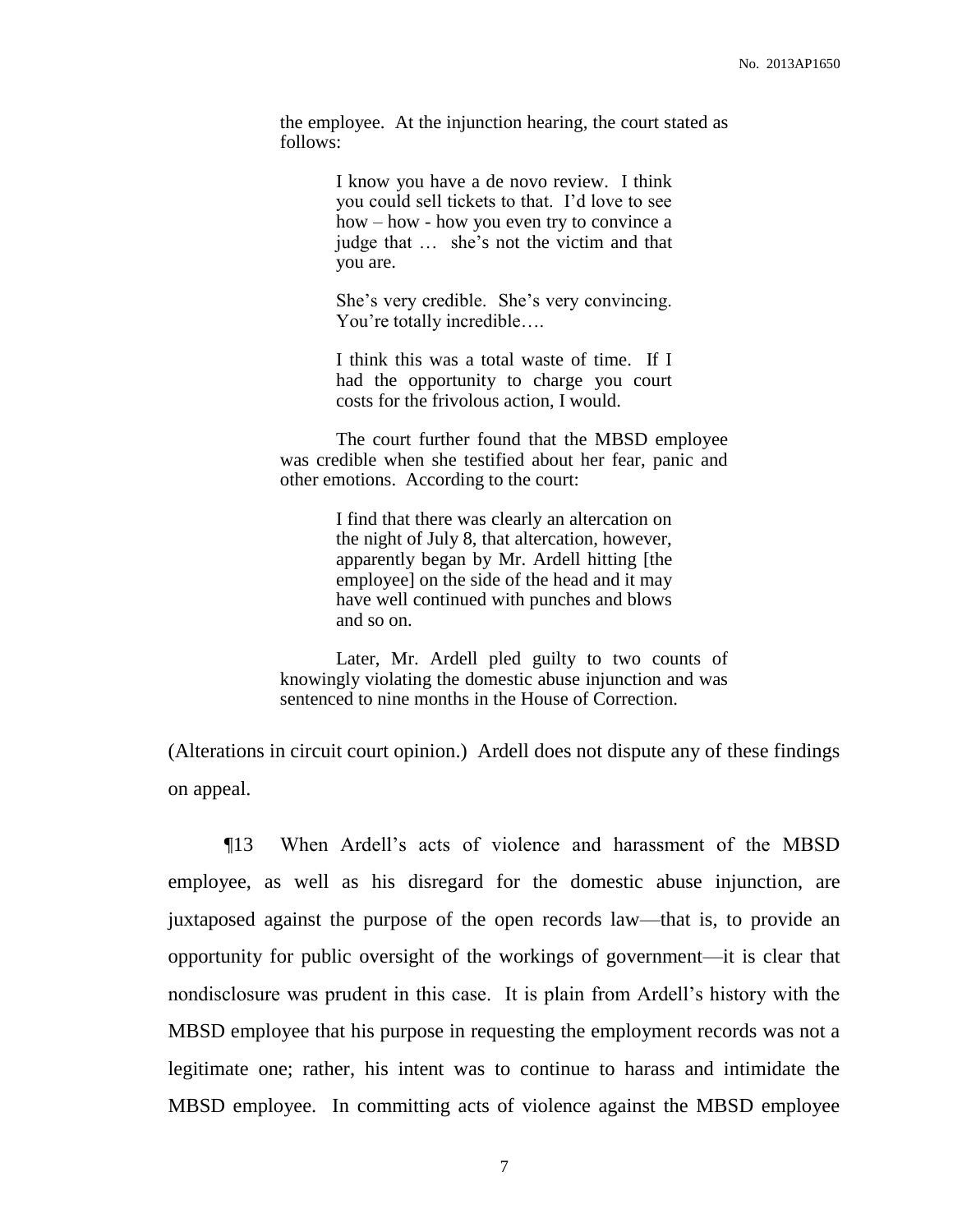> the employee. At the injunction hearing, the court stated as follows:
>
> > I know you have a de novo review. I think you could sell tickets to that. I'd love to see how – how - how you even try to convince a judge that … she's not the victim and that you are.
> >
> > She's very credible. She's very convincing. You're totally incredible….
> >
> > I think this was a total waste of time. If I had the opportunity to charge you court costs for the frivolous action, I would.
>
> The court further found that the MBSD employee was credible when she testified about her fear, panic and other emotions. According to the court:
>
> > I find that there was clearly an altercation on the night of July 8, that altercation, however, apparently began by Mr. Ardell hitting [the employee] on the side of the head and it may have well continued with punches and blows and so on.
>
> Later, Mr. Ardell pled guilty to two counts of knowingly violating the domestic abuse injunction and was sentenced to nine months in the House of Correction.

(Alterations in circuit court opinion.) Ardell does not dispute any of these findings on appeal.

¶13 When Ardell's acts of violence and harassment of the MBSD employee, as well as his disregard for the domestic abuse injunction, are juxtaposed against the purpose of the open records law—that is, to provide an opportunity for public oversight of the workings of government—it is clear that nondisclosure was prudent in this case. It is plain from Ardell's history with the MBSD employee that his purpose in requesting the employment records was not a legitimate one; rather, his intent was to continue to harass and intimidate the MBSD employee. In committing acts of violence against the MBSD employee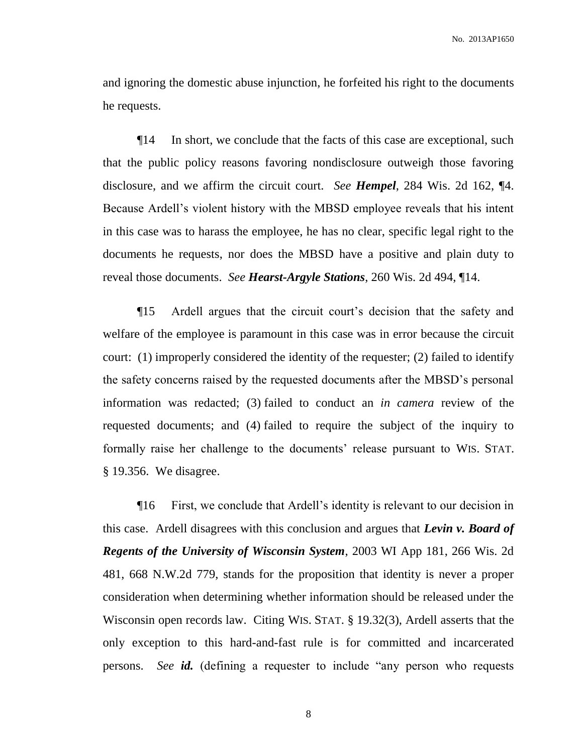and ignoring the domestic abuse injunction, he forfeited his right to the documents he requests.

¶14 In short, we conclude that the facts of this case are exceptional, such that the public policy reasons favoring nondisclosure outweigh those favoring disclosure, and we affirm the circuit court. *See* ***Hempel***, 284 Wis. 2d 162, ¶4. Because Ardell's violent history with the MBSD employee reveals that his intent in this case was to harass the employee, he has no clear, specific legal right to the documents he requests, nor does the MBSD have a positive and plain duty to reveal those documents. *See* ***Hearst-Argyle Stations***, 260 Wis. 2d 494, ¶14.

¶15 Ardell argues that the circuit court's decision that the safety and welfare of the employee is paramount in this case was in error because the circuit court: (1) improperly considered the identity of the requester; (2) failed to identify the safety concerns raised by the requested documents after the MBSD's personal information was redacted; (3) failed to conduct an *in camera* review of the requested documents; and (4) failed to require the subject of the inquiry to formally raise her challenge to the documents' release pursuant to WIS. STAT. § 19.356. We disagree.

¶16 First, we conclude that Ardell's identity is relevant to our decision in this case. Ardell disagrees with this conclusion and argues that ***Levin v. Board of Regents of the University of Wisconsin System***, 2003 WI App 181, 266 Wis. 2d 481, 668 N.W.2d 779, stands for the proposition that identity is never a proper consideration when determining whether information should be released under the Wisconsin open records law. Citing WIS. STAT. § 19.32(3), Ardell asserts that the only exception to this hard-and-fast rule is for committed and incarcerated persons. *See* ***id.*** (defining a requester to include "any person who requests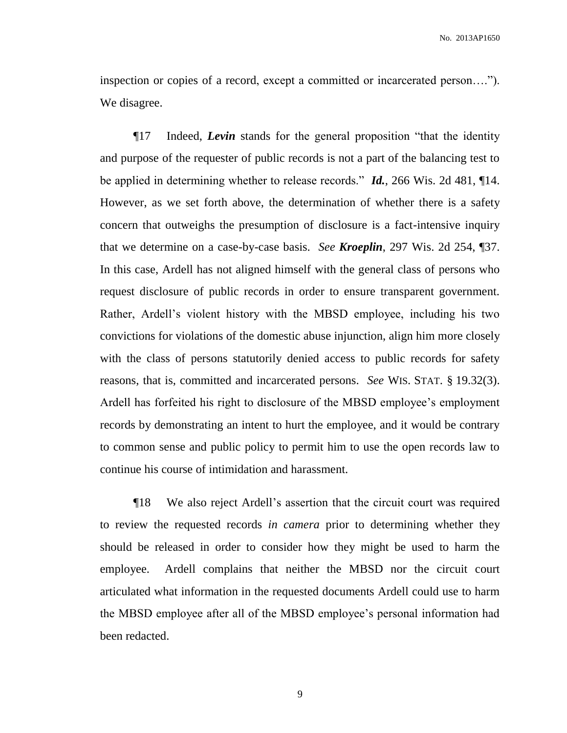inspection or copies of a record, except a committed or incarcerated person…."). We disagree.

¶17 Indeed, ***Levin*** stands for the general proposition "that the identity and purpose of the requester of public records is not a part of the balancing test to be applied in determining whether to release records." ***Id.***, 266 Wis. 2d 481, ¶14. However, as we set forth above, the determination of whether there is a safety concern that outweighs the presumption of disclosure is a fact-intensive inquiry that we determine on a case-by-case basis. *See* ***Kroeplin***, 297 Wis. 2d 254, ¶37. In this case, Ardell has not aligned himself with the general class of persons who request disclosure of public records in order to ensure transparent government. Rather, Ardell's violent history with the MBSD employee, including his two convictions for violations of the domestic abuse injunction, align him more closely with the class of persons statutorily denied access to public records for safety reasons, that is, committed and incarcerated persons. *See* WIS. STAT. § 19.32(3). Ardell has forfeited his right to disclosure of the MBSD employee's employment records by demonstrating an intent to hurt the employee, and it would be contrary to common sense and public policy to permit him to use the open records law to continue his course of intimidation and harassment.

¶18 We also reject Ardell's assertion that the circuit court was required to review the requested records *in camera* prior to determining whether they should be released in order to consider how they might be used to harm the employee. Ardell complains that neither the MBSD nor the circuit court articulated what information in the requested documents Ardell could use to harm the MBSD employee after all of the MBSD employee's personal information had been redacted.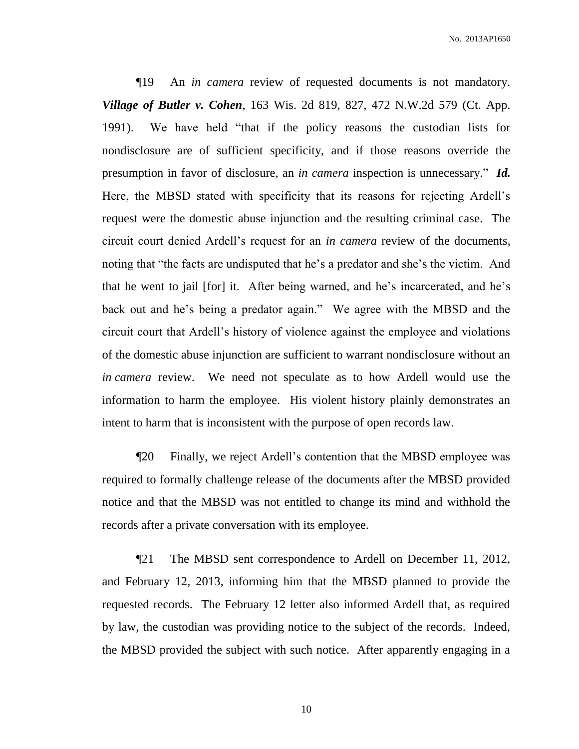¶19 An *in camera* review of requested documents is not mandatory. ***Village of Butler v. Cohen***, 163 Wis. 2d 819, 827, 472 N.W.2d 579 (Ct. App. 1991). We have held "that if the policy reasons the custodian lists for nondisclosure are of sufficient specificity, and if those reasons override the presumption in favor of disclosure, an *in camera* inspection is unnecessary." ***Id.*** Here, the MBSD stated with specificity that its reasons for rejecting Ardell's request were the domestic abuse injunction and the resulting criminal case. The circuit court denied Ardell's request for an *in camera* review of the documents, noting that "the facts are undisputed that he's a predator and she's the victim. And that he went to jail [for] it. After being warned, and he's incarcerated, and he's back out and he's being a predator again." We agree with the MBSD and the circuit court that Ardell's history of violence against the employee and violations of the domestic abuse injunction are sufficient to warrant nondisclosure without an *in camera* review. We need not speculate as to how Ardell would use the information to harm the employee. His violent history plainly demonstrates an intent to harm that is inconsistent with the purpose of open records law.

¶20 Finally, we reject Ardell's contention that the MBSD employee was required to formally challenge release of the documents after the MBSD provided notice and that the MBSD was not entitled to change its mind and withhold the records after a private conversation with its employee.

¶21 The MBSD sent correspondence to Ardell on December 11, 2012, and February 12, 2013, informing him that the MBSD planned to provide the requested records. The February 12 letter also informed Ardell that, as required by law, the custodian was providing notice to the subject of the records. Indeed, the MBSD provided the subject with such notice. After apparently engaging in a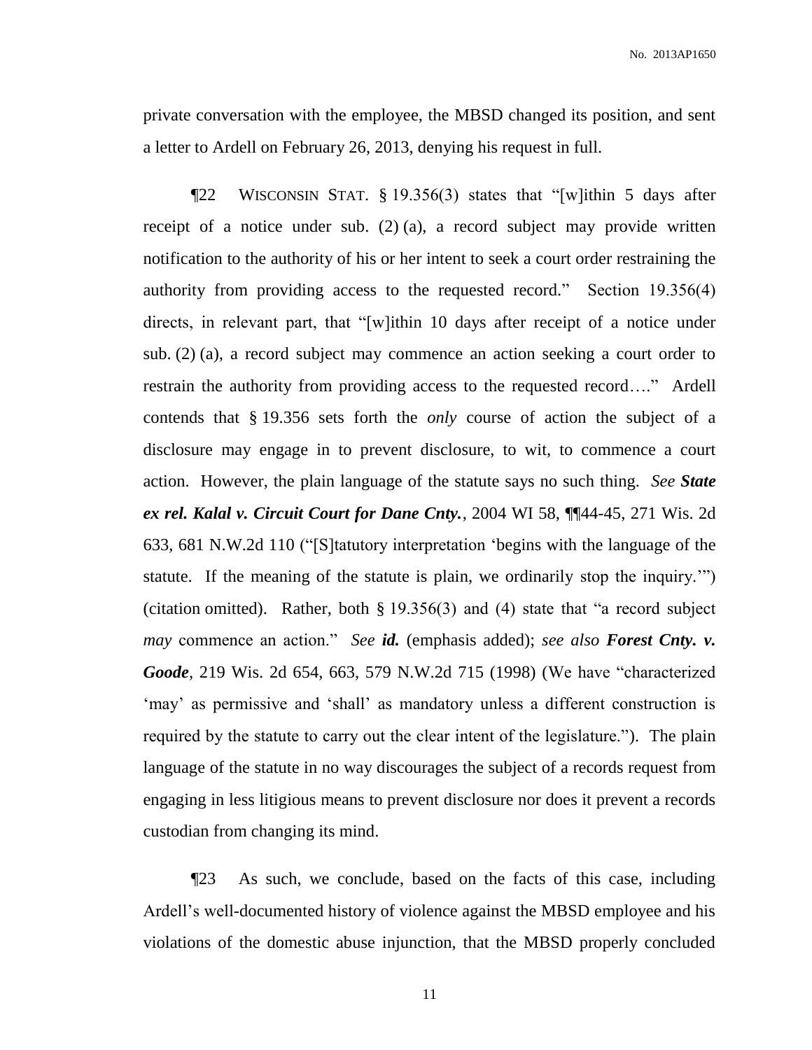private conversation with the employee, the MBSD changed its position, and sent a letter to Ardell on February 26, 2013, denying his request in full.

¶22 WISCONSIN STAT. § 19.356(3) states that "[w]ithin 5 days after receipt of a notice under sub. (2) (a), a record subject may provide written notification to the authority of his or her intent to seek a court order restraining the authority from providing access to the requested record." Section 19.356(4) directs, in relevant part, that "[w]ithin 10 days after receipt of a notice under sub. (2) (a), a record subject may commence an action seeking a court order to restrain the authority from providing access to the requested record…." Ardell contends that § 19.356 sets forth the *only* course of action the subject of a disclosure may engage in to prevent disclosure, to wit, to commence a court action. However, the plain language of the statute says no such thing. *See **State ex rel. Kalal v. Circuit Court for Dane Cnty.***, 2004 WI 58, ¶¶44-45, 271 Wis. 2d 633, 681 N.W.2d 110 ("[S]tatutory interpretation 'begins with the language of the statute. If the meaning of the statute is plain, we ordinarily stop the inquiry.'") (citation omitted). Rather, both § 19.356(3) and (4) state that "a record subject *may* commence an action." *See **id.*** (emphasis added); *see also **Forest Cnty. v. Goode***, 219 Wis. 2d 654, 663, 579 N.W.2d 715 (1998) (We have "characterized 'may' as permissive and 'shall' as mandatory unless a different construction is required by the statute to carry out the clear intent of the legislature."). The plain language of the statute in no way discourages the subject of a records request from engaging in less litigious means to prevent disclosure nor does it prevent a records custodian from changing its mind.

¶23 As such, we conclude, based on the facts of this case, including Ardell's well-documented history of violence against the MBSD employee and his violations of the domestic abuse injunction, that the MBSD properly concluded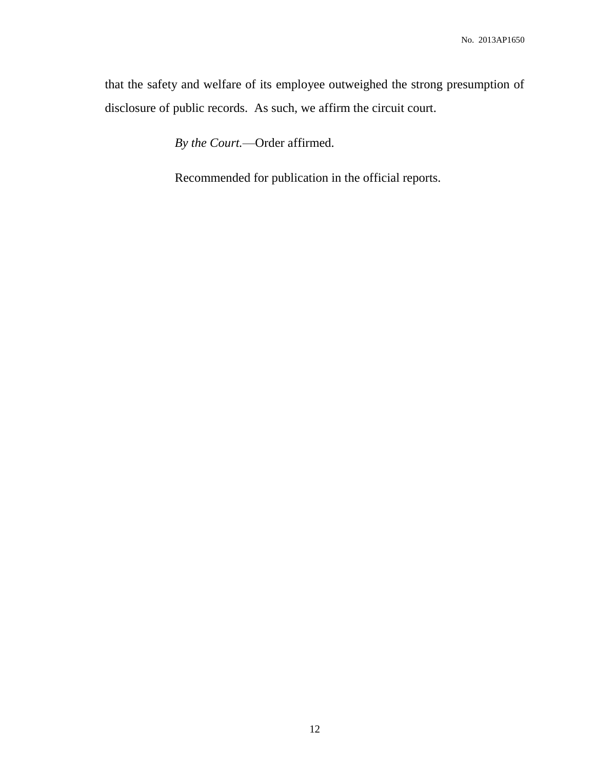that the safety and welfare of its employee outweighed the strong presumption of disclosure of public records. As such, we affirm the circuit court.

*By the Court.*—Order affirmed.

Recommended for publication in the official reports.